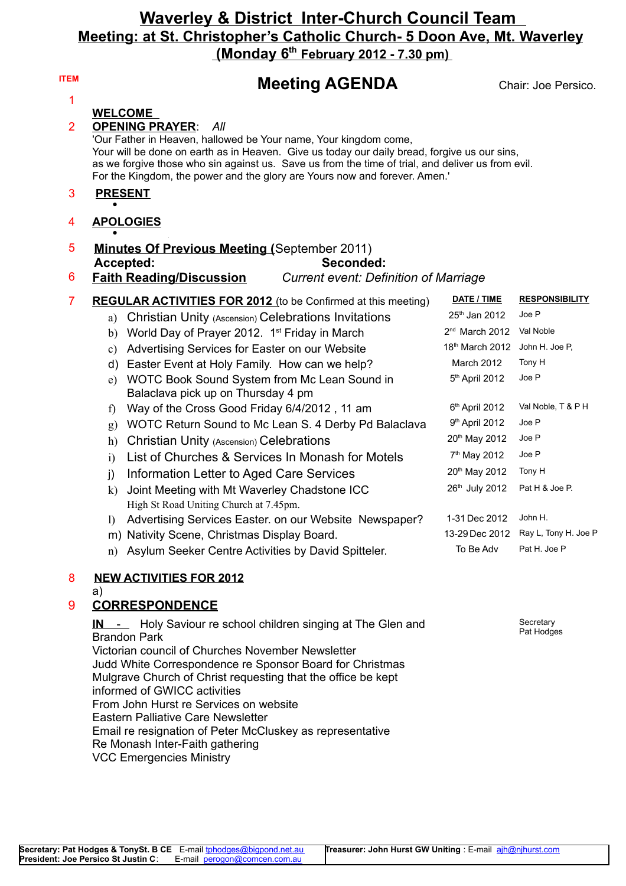# Waverley & District Inter-Church Council Team

## Meeting: at St. Christopher's Catholic Church- 5 Doon Ave, Mt. Waverley

## (Monday 6th February 2012 - 7.30 pm)

**ITEM**

# Meeting AGENDA

Chair: Joe Persico.

1 **WELCOME**

2 **OPENING PRAYER**: *All*

'Our Father in Heaven, hallowed be Your name, Your kingdom come,
Your will be done on earth as in Heaven. Give us today our daily bread, forgive us our sins,
as we forgive those who sin against us. Save us from the time of trial, and deliver us from evil.
For the Kingdom, the power and the glory are Yours now and forever. Amen.'

3 **PRESENT**

- 

4 **APOLOGIES**

- 

5 **Minutes Of Previous Meeting** (September 2011)
**Accepted:** **Seconded:**

6 **Faith Reading/Discussion** *Current event: Definition of Marriage*

7 **REGULAR ACTIVITIES FOR 2012** (to be Confirmed at this meeting)

| Item | Activity | DATE / TIME | RESPONSIBILITY |
|---|---|---|---|
| a) | Christian Unity (Ascension) Celebrations Invitations | 25th Jan 2012 | Joe P |
| b) | World Day of Prayer 2012. 1st Friday in March | 2nd March 2012 | Val Noble |
| c) | Advertising Services for Easter on our Website | 18th March 2012 | John H. Joe P, |
| d) | Easter Event at Holy Family. How can we help? | March 2012 | Tony H |
| e) | WOTC Book Sound System from Mc Lean Sound in Balaclava pick up on Thursday 4 pm | 5th April 2012 | Joe P |
| f) | Way of the Cross Good Friday 6/4/2012 , 11 am | 6th April 2012 | Val Noble, T & P H |
| g) | WOTC Return Sound to Mc Lean S. 4 Derby Pd Balaclava | 9th April 2012 | Joe P |
| h) | Christian Unity (Ascension) Celebrations | 20th May 2012 | Joe P |
| i) | List of Churches & Services In Monash for Motels | 7th May 2012 | Joe P |
| j) | Information Letter to Aged Care Services | 20th May 2012 | Tony H |
| k) | Joint Meeting with Mt Waverley Chadstone ICC High St Road Uniting Church at 7.45pm. | 26th July 2012 | Pat H & Joe P. |
| l) | Advertising Services Easter. on our Website Newspaper? | 1-31 Dec 2012 | John H. |
| m) | Nativity Scene, Christmas Display Board. | 13-29 Dec 2012 | Ray L, Tony H. Joe P |
| n) | Asylum Seeker Centre Activities by David Spitteler. | To Be Adv | Pat H. Joe P |

8 **NEW ACTIVITIES FOR 2012**

a)

9 **CORRESPONDENCE**

Secretary Pat Hodges

**IN** - Holy Saviour re school children singing at The Glen and Brandon Park
Victorian council of Churches November Newsletter
Judd White Correspondence re Sponsor Board for Christmas
Mulgrave Church of Christ requesting that the office be kept informed of GWICC activities
From John Hurst re Services on website
Eastern Palliative Care Newsletter
Email re resignation of Peter McCluskey as representative
Re Monash Inter-Faith gathering
VCC Emergencies Ministry

| | |
|---|---|
| **Secretary: Pat Hodges & TonySt. B CE** E-mail tphodges@bigpond.net.au<br>**President: Joe Persico St Justin C**: E-mail perogon@comcen.com.au | **Treasurer: John Hurst GW Uniting** : E-mail ajh@njhurst.com |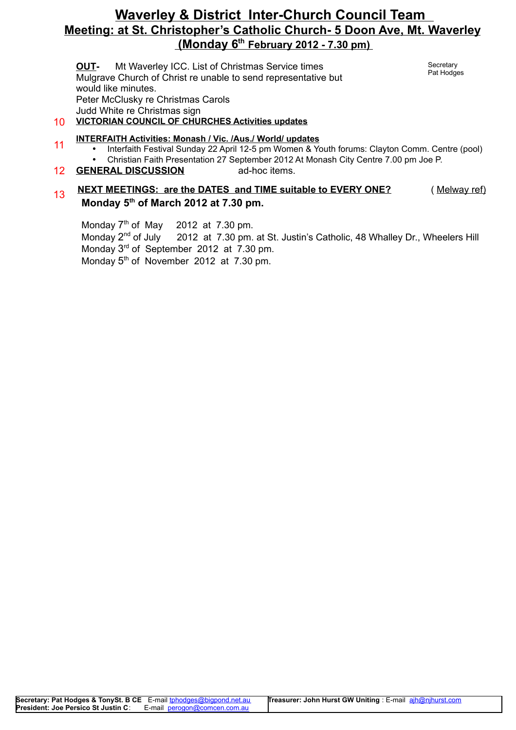# Waverley & District Inter-Church Council Team

## Meeting: at St. Christopher's Catholic Church- 5 Doon Ave, Mt. Waverley

### (Monday 6th February 2012 - 7.30 pm)

Secretary
Pat Hodges

**OUT-** Mt Waverley ICC. List of Christmas Service times
Mulgrave Church of Christ re unable to send representative but would like minutes.
Peter McClusky re Christmas Carols
Judd White re Christmas sign

10 **VICTORIAN COUNCIL OF CHURCHES Activities updates**

11 **INTERFAITH Activities: Monash / Vic. /Aus./ World/ updates**

- Interfaith Festival Sunday 22 April 12-5 pm Women & Youth forums: Clayton Comm. Centre (pool)
- Christian Faith Presentation 27 September 2012 At Monash City Centre 7.00 pm Joe P.

12 **GENERAL DISCUSSION** ad-hoc items.

13 **NEXT MEETINGS: are the DATES and TIME suitable to EVERY ONE?** ( Melway ref)

**Monday 5th of March 2012 at 7.30 pm.**

Monday 7th of May 2012 at 7.30 pm.
Monday 2nd of July 2012 at 7.30 pm. at St. Justin's Catholic, 48 Whalley Dr., Wheelers Hill
Monday 3rd of September 2012 at 7.30 pm.
Monday 5th of November 2012 at 7.30 pm.

| | |
|---|---|
| **Secretary: Pat Hodges & TonySt. B CE** E-mail tphodges@bigpond.net.au<br>**President: Joe Persico St Justin C**: E-mail perogon@comcen.com.au | **Treasurer: John Hurst GW Uniting** : E-mail ajh@njhurst.com |